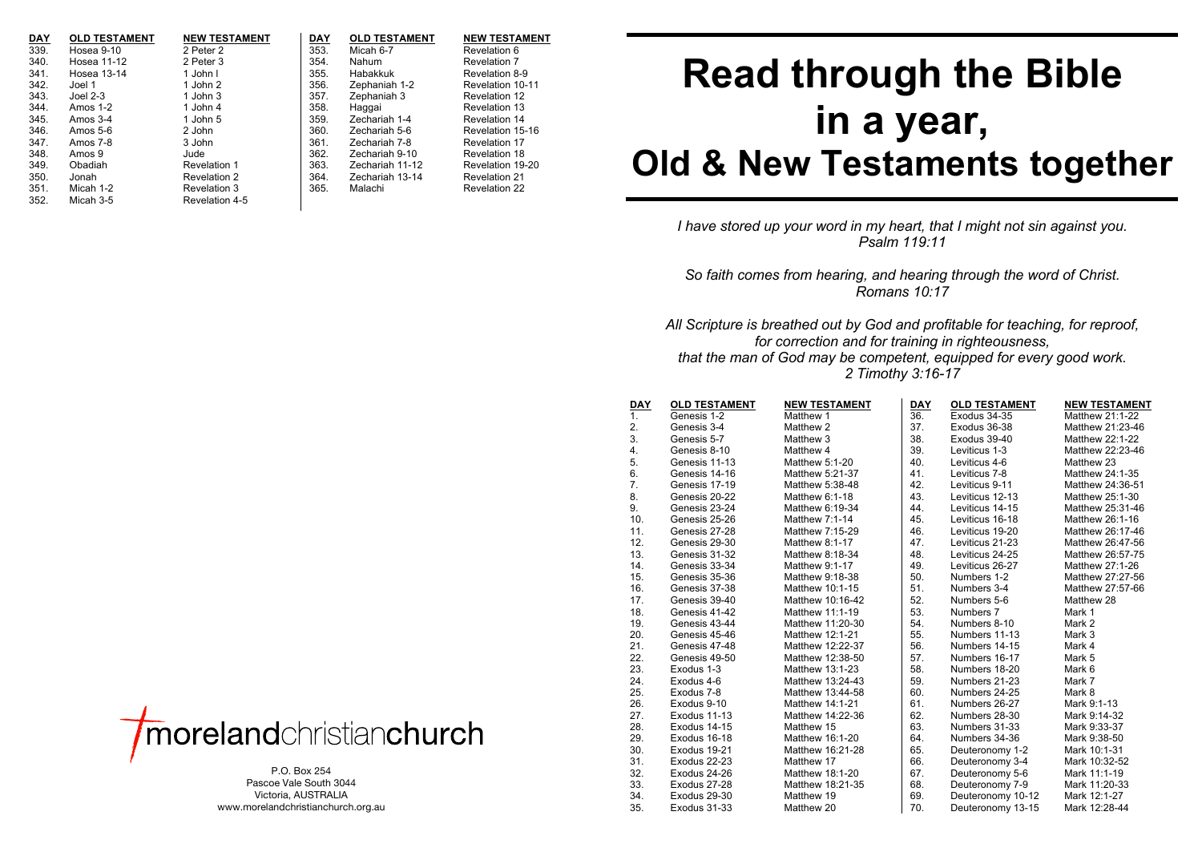| DAY | OLD TESTAMENT | NEW TESTAMENT |
|---|---|---|
| 339. | Hosea 9-10 | 2 Peter 2 |
| 340. | Hosea 11-12 | 2 Peter 3 |
| 341. | Hosea 13-14 | 1 John I |
| 342. | Joel 1 | 1 John 2 |
| 343. | Joel 2-3 | 1 John 3 |
| 344. | Amos 1-2 | 1 John 4 |
| 345. | Amos 3-4 | 1 John 5 |
| 346. | Amos 5-6 | 2 John |
| 347. | Amos 7-8 | 3 John |
| 348. | Amos 9 | Jude |
| 349. | Obadiah | Revelation 1 |
| 350. | Jonah | Revelation 2 |
| 351. | Micah 1-2 | Revelation 3 |
| 352. | Micah 3-5 | Revelation 4-5 |
| 353. | Micah 6-7 | Revelation 6 |
| 354. | Nahum | Revelation 7 |
| 355. | Habakkuk | Revelation 8-9 |
| 356. | Zephaniah 1-2 | Revelation 10-11 |
| 357. | Zephaniah 3 | Revelation 12 |
| 358. | Haggai | Revelation 13 |
| 359. | Zechariah 1-4 | Revelation 14 |
| 360. | Zechariah 5-6 | Revelation 15-16 |
| 361. | Zechariah 7-8 | Revelation 17 |
| 362. | Zechariah 9-10 | Revelation 18 |
| 363. | Zechariah 11-12 | Revelation 19-20 |
| 364. | Zechariah 13-14 | Revelation 21 |
| 365. | Malachi | Revelation 22 |

morelandchristianchurch

P.O. Box 254
Pascoe Vale South 3044
Victoria, AUSTRALIA
www.morelandchristianchurch.org.au

# Read through the Bible in a year, Old & New Testaments together

*I have stored up your word in my heart, that I might not sin against you.*
*Psalm 119:11*

*So faith comes from hearing, and hearing through the word of Christ.*
*Romans 10:17*

*All Scripture is breathed out by God and profitable for teaching, for reproof, for correction and for training in righteousness, that the man of God may be competent, equipped for every good work.*
*2 Timothy 3:16-17*

| DAY | OLD TESTAMENT | NEW TESTAMENT |
|---|---|---|
| 1. | Genesis 1-2 | Matthew 1 |
| 2. | Genesis 3-4 | Matthew 2 |
| 3. | Genesis 5-7 | Matthew 3 |
| 4. | Genesis 8-10 | Matthew 4 |
| 5. | Genesis 11-13 | Matthew 5:1-20 |
| 6. | Genesis 14-16 | Matthew 5:21-37 |
| 7. | Genesis 17-19 | Matthew 5:38-48 |
| 8. | Genesis 20-22 | Matthew 6:1-18 |
| 9. | Genesis 23-24 | Matthew 6:19-34 |
| 10. | Genesis 25-26 | Matthew 7:1-14 |
| 11. | Genesis 27-28 | Matthew 7:15-29 |
| 12. | Genesis 29-30 | Matthew 8:1-17 |
| 13. | Genesis 31-32 | Matthew 8:18-34 |
| 14. | Genesis 33-34 | Matthew 9:1-17 |
| 15. | Genesis 35-36 | Matthew 9:18-38 |
| 16. | Genesis 37-38 | Matthew 10:1-15 |
| 17. | Genesis 39-40 | Matthew 10:16-42 |
| 18. | Genesis 41-42 | Matthew 11:1-19 |
| 19. | Genesis 43-44 | Matthew 11:20-30 |
| 20. | Genesis 45-46 | Matthew 12:1-21 |
| 21. | Genesis 47-48 | Matthew 12:22-37 |
| 22. | Genesis 49-50 | Matthew 12:38-50 |
| 23. | Exodus 1-3 | Matthew 13:1-23 |
| 24. | Exodus 4-6 | Matthew 13:24-43 |
| 25. | Exodus 7-8 | Matthew 13:44-58 |
| 26. | Exodus 9-10 | Matthew 14:1-21 |
| 27. | Exodus 11-13 | Matthew 14:22-36 |
| 28. | Exodus 14-15 | Matthew 15 |
| 29. | Exodus 16-18 | Matthew 16:1-20 |
| 30. | Exodus 19-21 | Matthew 16:21-28 |
| 31. | Exodus 22-23 | Matthew 17 |
| 32. | Exodus 24-26 | Matthew 18:1-20 |
| 33. | Exodus 27-28 | Matthew 18:21-35 |
| 34. | Exodus 29-30 | Matthew 19 |
| 35. | Exodus 31-33 | Matthew 20 |
| 36. | Exodus 34-35 | Matthew 21:1-22 |
| 37. | Exodus 36-38 | Matthew 21:23-46 |
| 38. | Exodus 39-40 | Matthew 22:1-22 |
| 39. | Leviticus 1-3 | Matthew 22:23-46 |
| 40. | Leviticus 4-6 | Matthew 23 |
| 41. | Leviticus 7-8 | Matthew 24:1-35 |
| 42. | Leviticus 9-11 | Matthew 24:36-51 |
| 43. | Leviticus 12-13 | Matthew 25:1-30 |
| 44. | Leviticus 14-15 | Matthew 25:31-46 |
| 45. | Leviticus 16-18 | Matthew 26:1-16 |
| 46. | Leviticus 19-20 | Matthew 26:17-46 |
| 47. | Leviticus 21-23 | Matthew 26:47-56 |
| 48. | Leviticus 24-25 | Matthew 26:57-75 |
| 49. | Leviticus 26-27 | Matthew 27:1-26 |
| 50. | Numbers 1-2 | Matthew 27:27-56 |
| 51. | Numbers 3-4 | Matthew 27:57-66 |
| 52. | Numbers 5-6 | Matthew 28 |
| 53. | Numbers 7 | Mark 1 |
| 54. | Numbers 8-10 | Mark 2 |
| 55. | Numbers 11-13 | Mark 3 |
| 56. | Numbers 14-15 | Mark 4 |
| 57. | Numbers 16-17 | Mark 5 |
| 58. | Numbers 18-20 | Mark 6 |
| 59. | Numbers 21-23 | Mark 7 |
| 60. | Numbers 24-25 | Mark 8 |
| 61. | Numbers 26-27 | Mark 9:1-13 |
| 62. | Numbers 28-30 | Mark 9:14-32 |
| 63. | Numbers 31-33 | Mark 9:33-37 |
| 64. | Numbers 34-36 | Mark 9:38-50 |
| 65. | Deuteronomy 1-2 | Mark 10:1-31 |
| 66. | Deuteronomy 3-4 | Mark 10:32-52 |
| 67. | Deuteronomy 5-6 | Mark 11:1-19 |
| 68. | Deuteronomy 7-9 | Mark 11:20-33 |
| 69. | Deuteronomy 10-12 | Mark 12:1-27 |
| 70. | Deuteronomy 13-15 | Mark 12:28-44 |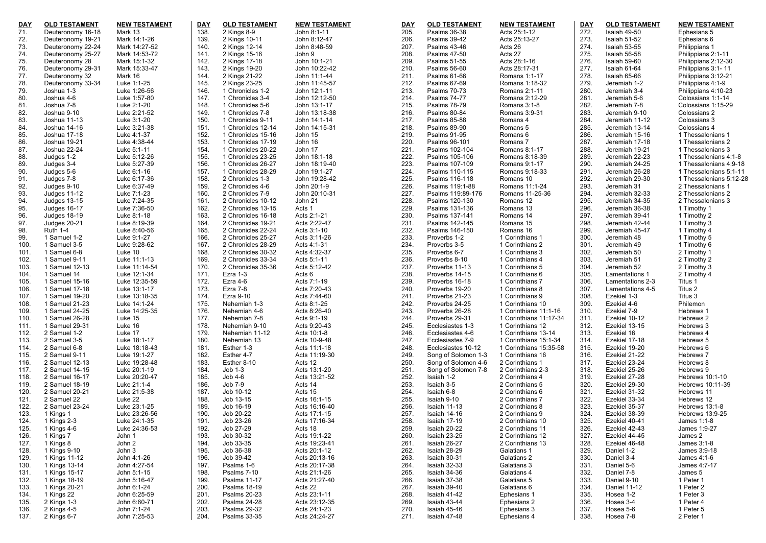| DAY | OLD TESTAMENT | NEW TESTAMENT |
|---|---|---|
| 71. | Deuteronomy 16-18 | Mark 13 |
| 72. | Deuteronomy 19-21 | Mark 14:1-26 |
| 73. | Deuteronomy 22-24 | Mark 14:27-52 |
| 74. | Deuteronomy 25-27 | Mark 14:53-72 |
| 75. | Deuteronomy 28 | Mark 15:1-32 |
| 76. | Deuteronomy 29-31 | Mark 15:33-47 |
| 77. | Deuteronomy 32 | Mark 16 |
| 78. | Deuteronomy 33-34 | Luke 1:1-25 |
| 79. | Joshua 1-3 | Luke 1:26-56 |
| 80. | Joshua 4-6 | Luke 1:57-80 |
| 81. | Joshua 7-8 | Luke 2:1-20 |
| 82. | Joshua 9-10 | Luke 2:21-52 |
| 83. | Joshua 11-13 | Luke 3:1-20 |
| 84. | Joshua 14-16 | Luke 3:21-38 |
| 85. | Joshua 17-18 | Luke 4:1-37 |
| 86. | Joshua 19-21 | Luke 4:38-44 |
| 87. | Joshua 22-24 | Luke 5:1-11 |
| 88. | Judges 1-2 | Luke 5:12-26 |
| 89. | Judges 3-4 | Luke 5:27-39 |
| 90. | Judges 5-6 | Luke 6:1-16 |
| 91. | Judges 7-8 | Luke 6:17-36 |
| 92. | Judges 9-10 | Luke 6:37-49 |
| 93. | Judges 11-12 | Luke 7:1-23 |
| 94. | Judges 13-15 | Luke 7:24-35 |
| 95. | Judges 16-17 | Luke 7:36-50 |
| 96. | Judges 18-19 | Luke 8:1-18 |
| 97. | Judges 20-21 | Luke 8:19-39 |
| 98. | Ruth 1-4 | Luke 8:40-56 |
| 99. | 1 Samuel 1-2 | Luke 9:1-27 |
| 100. | 1 Samuel 3-5 | Luke 9:28-62 |
| 101. | 1 Samuel 6-8 | Luke 10 |
| 102. | 1 Samuel 9-11 | Luke 11:1-13 |
| 103. | 1 Samuel 12-13 | Luke 11:14-54 |
| 104. | 1 Samuel 14 | Luke 12:1-34 |
| 105. | 1 Samuel 15-16 | Luke 12:35-59 |
| 106. | 1 Samuel 17-18 | Luke 13:1-17 |
| 107. | 1 Samuel 19-20 | Luke 13:18-35 |
| 108. | 1 Samuel 21-23 | Luke 14:1-24 |
| 109. | 1 Samuel 24-25 | Luke 14:25-35 |
| 110. | 1 Samuel 26-28 | Luke 15 |
| 111. | 1 Samuel 29-31 | Luke 16 |
| 112. | 2 Samuel 1-2 | Luke 17 |
| 113. | 2 Samuel 3-5 | Luke 18:1-17 |
| 114. | 2 Samuel 6-8 | Luke 18:18-43 |
| 115. | 2 Samuel 9-11 | Luke 19:1-27 |
| 116. | 2 Samuel 12-13 | Luke 19:28-48 |
| 117. | 2 Samuel 14-15 | Luke 20:1-19 |
| 118. | 2 Samuel 16-17 | Luke 20:20-47 |
| 119. | 2 Samuel 18-19 | Luke 21:1-4 |
| 120. | 2 Samuel 20-21 | Luke 21:5-38 |
| 121. | 2 Samuel 22 | Luke 22 |
| 122. | 2 Samuel 23-24 | Luke 23:1-25 |
| 123. | 1 Kings 1 | Luke 23:26-56 |
| 124. | 1 Kings 2-3 | Luke 24:1-35 |
| 125. | 1 Kings 4-6 | Luke 24:36-53 |
| 126. | 1 Kings 7 | John 1 |
| 127. | 1 Kings 8 | John 2 |
| 128. | 1 Kings 9-10 | John 3 |
| 129. | 1 Kings 11-12 | John 4:1-26 |
| 130. | 1 Kings 13-14 | John 4:27-54 |
| 131. | 1 Kings 15-17 | John 5:1-15 |
| 132. | 1 Kings 18-19 | John 5:16-47 |
| 133. | 1 Kings 20-21 | John 6:1-24 |
| 134. | 1 Kings 22 | John 6:25-59 |
| 135. | 2 Kings 1-3 | John 6:60-71 |
| 136. | 2 Kings 4-5 | John 7:1-24 |
| 137. | 2 Kings 6-7 | John 7:25-53 |
| 138. | 2 Kings 8-9 | John 8:1-11 |
| 139. | 2 Kings 10-11 | John 8:12-47 |
| 140. | 2 Kings 12-14 | John 8:48-59 |
| 141. | 2 Kings 15-16 | John 9 |
| 142. | 2 Kings 17-18 | John 10:1-21 |
| 143. | 2 Kings 19-20 | John 10:22-42 |
| 144. | 2 Kings 21-22 | John 11:1-44 |
| 145. | 2 Kings 23-25 | John 11:45-57 |
| 146. | 1 Chronicles 1-2 | John 12:1-11 |
| 147. | 1 Chronicles 3-4 | John 12:12-50 |
| 148. | 1 Chronicles 5-6 | John 13:1-17 |
| 149. | 1 Chronicles 7-8 | John 13:18-38 |
| 150. | 1 Chronicles 9-11 | John 14:1-14 |
| 151. | 1 Chronicles 12-14 | John 14:15-31 |
| 152. | 1 Chronicles 15-16 | John 15 |
| 153. | 1 Chronicles 17-19 | John 16 |
| 154. | 1 Chronicles 20-22 | John 17 |
| 155. | 1 Chronicles 23-25 | John 18:1-18 |
| 156. | 1 Chronicles 26-27 | John 18:19-40 |
| 157. | 1 Chronicles 28-29 | John 19:1-27 |
| 158. | 2 Chronicles 1-3 | John 19:28-42 |
| 159. | 2 Chronicles 4-6 | John 20:1-9 |
| 160. | 2 Chronicles 7-9 | John 20:10-31 |
| 161. | 2 Chronicles 10-12 | John 21 |
| 162. | 2 Chronicles 13-15 | Acts 1 |
| 163. | 2 Chronicles 16-18 | Acts 2:1-21 |
| 164. | 2 Chronicles 19-21 | Acts 2:22-47 |
| 165. | 2 Chronicles 22-24 | Acts 3:1-10 |
| 166. | 2 Chronicles 25-27 | Acts 3:11-26 |
| 167. | 2 Chronicles 28-29 | Acts 4:1-31 |
| 168. | 2 Chronicles 30-32 | Acts 4:32-37 |
| 169. | 2 Chronicles 33-34 | Acts 5:1-11 |
| 170. | 2 Chronicles 35-36 | Acts 5:12-42 |
| 171. | Ezra 1-3 | Acts 6 |
| 172. | Ezra 4-6 | Acts 7:1-19 |
| 173. | Ezra 7-8 | Acts 7:20-43 |
| 174. | Ezra 9-10 | Acts 7:44-60 |
| 175. | Nehemiah 1-3 | Acts 8:1-25 |
| 176. | Nehemiah 4-6 | Acts 8:26-40 |
| 177. | Nehemiah 7-8 | Acts 9:1-19 |
| 178. | Nehemiah 9-10 | Acts 9:20-43 |
| 179. | Nehemiah 11-12 | Acts 10:1-8 |
| 180. | Nehemiah 13 | Acts 10-9-48 |
| 181. | Esther 1-3 | Acts 11:1-18 |
| 182. | Esther 4-7 | Acts 11:19-30 |
| 183. | Esther 8-10 | Acts 12 |
| 184. | Job 1-3 | Acts 13:1-20 |
| 185. | Job 4-6 | Acts 13:21-52 |
| 186. | Job 7-9 | Acts 14 |
| 187. | Job 10-12 | Acts 15 |
| 188. | Job 13-15 | Acts 16:1-15 |
| 189. | Job 16-19 | Acts 16:16-40 |
| 190. | Job 20-22 | Acts 17:1-15 |
| 191. | Job 23-26 | Acts 17:16-34 |
| 192. | Job 27-29 | Acts 18 |
| 193. | Job 30-32 | Acts 19:1-22 |
| 194. | Job 33-35 | Acts 19:23-41 |
| 195. | Job 36-38 | Acts 20:1-12 |
| 196. | Job 39-42 | Acts 20:13-16 |
| 197. | Psalms 1-6 | Acts 20:17-38 |
| 198. | Psalms 7-10 | Acts 21:1-26 |
| 199. | Psalms 11-17 | Acts 21:27-40 |
| 200. | Psalms 18-19 | Acts 22 |
| 201. | Psalms 20-23 | Acts 23:1-11 |
| 202. | Psalms 24-28 | Acts 23:12-35 |
| 203. | Psalms 29-32 | Acts 24:1-23 |
| 204. | Psalms 33-35 | Acts 24:24-27 |
| 205. | Psalms 36-38 | Acts 25:1-12 |
| 206. | Psalms 39-42 | Acts 25:13-27 |
| 207. | Psalms 43-46 | Acts 26 |
| 208. | Psalms 47-50 | Acts 27 |
| 209. | Psalms 51-55 | Acts 28:1-16 |
| 210. | Psalms 56-60 | Acts 28:17-31 |
| 211. | Psalms 61-66 | Romans 1:1-17 |
| 212. | Psalms 67-69 | Romans 1:18-32 |
| 213. | Psalms 70-73 | Romans 2:1-11 |
| 214. | Psalms 74-77 | Romans 2:12-29 |
| 215. | Psalms 78-79 | Romans 3:1-8 |
| 216. | Psalms 80-84 | Romans 3:9-31 |
| 217. | Psalms 85-88 | Romans 4 |
| 218. | Psalms 89-90 | Romans 5 |
| 219. | Psalms 91-95 | Romans 6 |
| 220. | Psalms 96-101 | Romans 7 |
| 221. | Psalms 102-104 | Romans 8:1-17 |
| 222. | Psalms 105-106 | Romans 8:18-39 |
| 223. | Psalms 107-109 | Romans 9:1-17 |
| 224. | Psalms 110-115 | Romans 9:18-33 |
| 225. | Psalms 116-118 | Romans 10 |
| 226. | Psalms 119:1-88 | Romans 11:1-24 |
| 227. | Psalms 119:89-176 | Romans 11-25-36 |
| 228. | Psalms 120-130 | Romans 12 |
| 229. | Psalms 131-136 | Romans 13 |
| 230. | Psalms 137-141 | Romans 14 |
| 231. | Psalms 142-145 | Romans 15 |
| 232. | Psalms 146-150 | Romans 16 |
| 233. | Proverbs 1-2 | 1 Corinthians 1 |
| 234. | Proverbs 3-5 | 1 Corinthians 2 |
| 235. | Proverbs 6-7 | 1 Corinthians 3 |
| 236. | Proverbs 8-10 | 1 Corinthians 4 |
| 237. | Proverbs 11-13 | 1 Corinthians 5 |
| 238. | Proverbs 14-15 | 1 Corinthians 6 |
| 239. | Proverbs 16-18 | 1 Corinthians 7 |
| 240. | Proverbs 19-20 | 1 Corinthians 8 |
| 241. | Proverbs 21-23 | 1 Corinthians 9 |
| 242. | Proverbs 24-25 | 1 Corinthians 10 |
| 243. | Proverbs 26-28 | 1 Corinthians 11:1-16 |
| 244. | Proverbs 29-31 | 1 Corinthians 11:17-34 |
| 245. | Ecclesiastes 1-3 | 1 Corinthians 12 |
| 246. | Ecclesiastes 4-6 | 1 Corinthians 13-14 |
| 247. | Ecclesiastes 7-9 | 1 Corinthians 15:1-34 |
| 248. | Ecclesiastes 10-12 | 1 Corinthians 15:35-58 |
| 249. | Song of Solomon 1-3 | 1 Corinthians 16 |
| 250. | Song of Solomon 4-6 | 2 Corinthians 1 |
| 251. | Song of Solomon 7-8 | 2 Corinthians 2-3 |
| 252. | Isaiah 1-2 | 2 Corinthians 4 |
| 253. | Isaiah 3-5 | 2 Corinthians 5 |
| 254. | Isaiah 6-8 | 2 Corinthians 6 |
| 255. | Isaiah 9-10 | 2 Corinthians 7 |
| 256. | Isaiah 11-13 | 2 Corinthians 8 |
| 257. | Isaiah 14-16 | 2 Corinthians 9 |
| 258. | Isaiah 17-19 | 2 Corinthians 10 |
| 259. | Isaiah 20-22 | 2 Corinthians 11 |
| 260. | Isaiah 23-25 | 2 Corinthians 12 |
| 261. | Isaiah 26-27 | 2 Corinthians 13 |
| 262. | Isaiah 28-29 | Galatians 1 |
| 263. | Isaiah 30-31 | Galatians 2 |
| 264. | Isaiah 32-33 | Galatians 3 |
| 265. | Isaiah 34-36 | Galatians 4 |
| 266. | Isaiah 37-38 | Galatians 5 |
| 267. | Isaiah 39-40 | Galatians 6 |
| 268. | Isaiah 41-42 | Ephesians 1 |
| 269. | Isaiah 43-44 | Ephesians 2 |
| 270. | Isaiah 45-46 | Ephesians 3 |
| 271. | Isaiah 47-48 | Ephesians 4 |
| 272. | Isaiah 49-50 | Ephesians 5 |
| 273. | Isaiah 51-52 | Ephesians 6 |
| 274. | Isaiah 53-55 | Philippians 1 |
| 275. | Isaiah 56-58 | Philippians 2:1-11 |
| 276. | Isaiah 59-60 | Philippians 2:12-30 |
| 277. | Isaiah 61-64 | Philippians 3:1- 11 |
| 278. | Isaiah 65-66 | Philippians 3:12-21 |
| 279. | Jeremiah 1-2 | Philippians 4:1-9 |
| 280. | Jeremiah 3-4 | Philippians 4:10-23 |
| 281. | Jeremiah 5-6 | Colossians 1:1-14 |
| 282. | Jeremiah 7-8 | Colossians 1:15-29 |
| 283. | Jeremiah 9-10 | Colossians 2 |
| 284. | Jeremiah 11-12 | Colossians 3 |
| 285. | Jeremiah 13-14 | Colossians 4 |
| 286. | Jeremiah 15-16 | 1 Thessalonians 1 |
| 287. | Jeremiah 17-18 | 1 Thessalonians 2 |
| 288. | Jeremiah 19-21 | 1 Thessalonians 3 |
| 289. | Jeremiah 22-23 | 1 Thessalonians 4:1-8 |
| 290. | Jeremiah 24-25 | 1 Thessalonians 4:9-18 |
| 291. | Jeremiah 26-28 | 1 Thessalonians 5:1-11 |
| 292. | Jeremiah 29-30 | 1 Thessalonians 5:12-28 |
| 293. | Jeremiah 31 | 2 Thessalonians 1 |
| 294. | Jeremiah 32-33 | 2 Thessalonians 2 |
| 295. | Jeremiah 34-35 | 2 Thessalonians 3 |
| 296. | Jeremiah 36-38 | 1 Timothy 1 |
| 297. | Jeremiah 39-41 | 1 Timothy 2 |
| 298. | Jeremiah 42-44 | 1 Timothy 3 |
| 299. | Jeremiah 45-47 | 1 Timothy 4 |
| 300. | Jeremiah 48 | 1 Timothy 5 |
| 301. | Jeremiah 49 | 1 Timothy 6 |
| 302. | Jeremiah 50 | 2 Timothy 1 |
| 303. | Jeremiah 51 | 2 Timothy 2 |
| 304. | Jeremiah 52 | 2 Timothy 3 |
| 305. | Lamentations 1 | 2 Timothy 4 |
| 306. | Lamentations 2-3 | Titus 1 |
| 307. | Lamentations 4-5 | Titus 2 |
| 308. | Ezekiel 1-3 | Titus 3 |
| 309. | Ezekiel 4-6 | Philemon |
| 310. | Ezekiel 7-9 | Hebrews 1 |
| 311. | Ezekiel 10-12 | Hebrews 2 |
| 312. | Ezekiel 13-15 | Hebrews 3 |
| 313. | Ezekiel 16 | Hebrews 4 |
| 314. | Ezekiel 17-18 | Hebrews 5 |
| 315. | Ezekiel 19-20 | Hebrews 6 |
| 316. | Ezekiel 21-22 | Hebrews 7 |
| 317. | Ezekiel 23-24 | Hebrews 8 |
| 318. | Ezekiel 25-26 | Hebrews 9 |
| 319. | Ezekiel 27-28 | Hebrews 10:1-10 |
| 320. | Ezekiel 29-30 | Hebrews 10:11-39 |
| 321. | Ezekiel 31-32 | Hebrews 11 |
| 322. | Ezekiel 33-34 | Hebrews 12 |
| 323. | Ezekiel 35-37 | Hebrews 13:1-8 |
| 324. | Ezekiel 38-39 | Hebrews 13:9-25 |
| 325. | Ezekiel 40-41 | James 1:1-8 |
| 326. | Ezekiel 42-43 | James 1:9-27 |
| 327. | Ezekiel 44-45 | James 2 |
| 328. | Ezekiel 46-48 | James 3:1-8 |
| 329. | Daniel 1-2 | James 3:9-18 |
| 330. | Daniel 3-4 | James 4:1-6 |
| 331. | Daniel 5-6 | James 4:7-17 |
| 332. | Daniel 7-8 | James 5 |
| 333. | Daniel 9-10 | 1 Peter 1 |
| 334. | Daniel 11-12 | 1 Peter 2 |
| 335. | Hosea 1-2 | 1 Peter 3 |
| 336. | Hosea 3-4 | 1 Peter 4 |
| 337. | Hosea 5-6 | 1 Peter 5 |
| 338. | Hosea 7-8 | 2 Peter 1 |